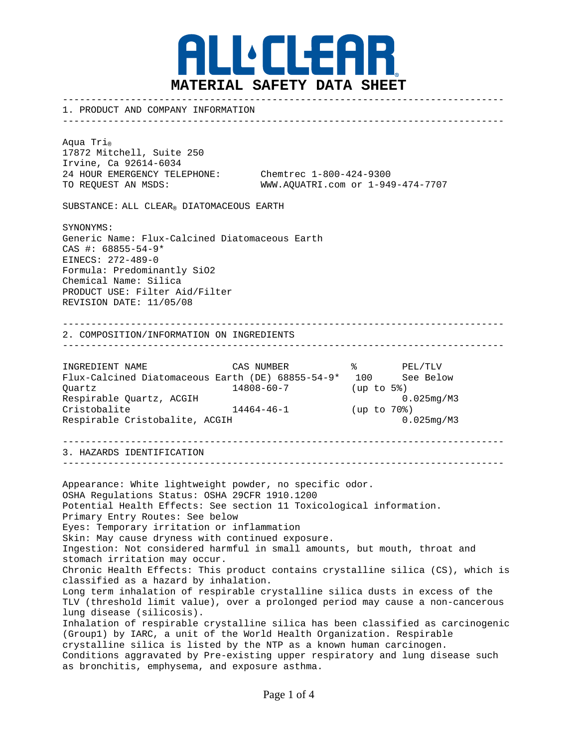# ALL CLEAR®

# MATERIAL SAFETY DATA SHEET

## 1. PRODUCT AND COMPANY INFORMATION

Aqua Tri®
17872 Mitchell, Suite 250
Irvine, Ca 92614-6034
24 HOUR EMERGENCY TELEPHONE: Chemtrec 1-800-424-9300
TO REQUEST AN MSDS: WWW.AQUATRI.com or 1-949-474-7707

SUBSTANCE: ALL CLEAR® DIATOMACEOUS EARTH

SYNONYMS:
Generic Name: Flux-Calcined Diatomaceous Earth
CAS #: 68855-54-9*
EINECS: 272-489-0
Formula: Predominantly $SiO_2$
Chemical Name: Silica
PRODUCT USE: Filter Aid/Filter
REVISION DATE: 11/05/08

## 2. COMPOSITION/INFORMATION ON INGREDIENTS

| INGREDIENT NAME | CAS NUMBER | % | PEL/TLV |
|---|---|---|---|
| Flux-Calcined Diatomaceous Earth (DE) | 68855-54-9* | 100 | See Below |
| Quartz | 14808-60-7 | (up to 5%) | |
| Respirable Quartz, ACGIH | | | 0.025mg/M3 |
| Cristobalite | 14464-46-1 | (up to 70%) | |
| Respirable Cristobalite, ACGIH | | | 0.025mg/M3 |

## 3. HAZARDS IDENTIFICATION

Appearance: White lightweight powder, no specific odor.
OSHA Regulations Status: OSHA 29CFR 1910.1200
Potential Health Effects: See section 11 Toxicological information.
Primary Entry Routes: See below
Eyes: Temporary irritation or inflammation
Skin: May cause dryness with continued exposure.
Ingestion: Not considered harmful in small amounts, but mouth, throat and stomach irritation may occur.
Chronic Health Effects: This product contains crystalline silica (CS), which is classified as a hazard by inhalation.
Long term inhalation of respirable crystalline silica dusts in excess of the TLV (threshold limit value), over a prolonged period may cause a non-cancerous lung disease (silicosis).
Inhalation of respirable crystalline silica has been classified as carcinogenic (Group1) by IARC, a unit of the World Health Organization. Respirable crystalline silica is listed by the NTP as a known human carcinogen.
Conditions aggravated by Pre-existing upper respiratory and lung disease such as bronchitis, emphysema, and exposure asthma.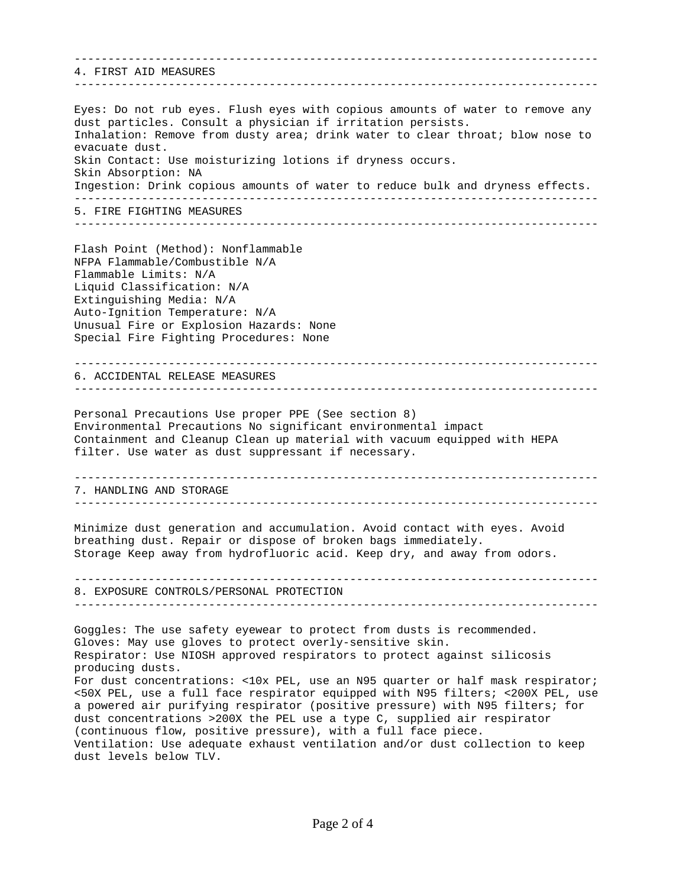## 4. FIRST AID MEASURES

Eyes: Do not rub eyes. Flush eyes with copious amounts of water to remove any dust particles. Consult a physician if irritation persists.
Inhalation: Remove from dusty area; drink water to clear throat; blow nose to evacuate dust.
Skin Contact: Use moisturizing lotions if dryness occurs.
Skin Absorption: NA
Ingestion: Drink copious amounts of water to reduce bulk and dryness effects.

## 5. FIRE FIGHTING MEASURES

Flash Point (Method): Nonflammable
NFPA Flammable/Combustible N/A
Flammable Limits: N/A
Liquid Classification: N/A
Extinguishing Media: N/A
Auto-Ignition Temperature: N/A
Unusual Fire or Explosion Hazards: None
Special Fire Fighting Procedures: None

## 6. ACCIDENTAL RELEASE MEASURES

Personal Precautions Use proper PPE (See section 8)
Environmental Precautions No significant environmental impact
Containment and Cleanup Clean up material with vacuum equipped with HEPA filter. Use water as dust suppressant if necessary.

## 7. HANDLING AND STORAGE

Minimize dust generation and accumulation. Avoid contact with eyes. Avoid breathing dust. Repair or dispose of broken bags immediately.
Storage Keep away from hydrofluoric acid. Keep dry, and away from odors.

## 8. EXPOSURE CONTROLS/PERSONAL PROTECTION

Goggles: The use safety eyewear to protect from dusts is recommended.
Gloves: May use gloves to protect overly-sensitive skin.
Respirator: Use NIOSH approved respirators to protect against silicosis producing dusts.
For dust concentrations: <10x PEL, use an N95 quarter or half mask respirator; <50X PEL, use a full face respirator equipped with N95 filters; <200X PEL, use a powered air purifying respirator (positive pressure) with N95 filters; for dust concentrations >200X the PEL use a type C, supplied air respirator (continuous flow, positive pressure), with a full face piece.
Ventilation: Use adequate exhaust ventilation and/or dust collection to keep dust levels below TLV.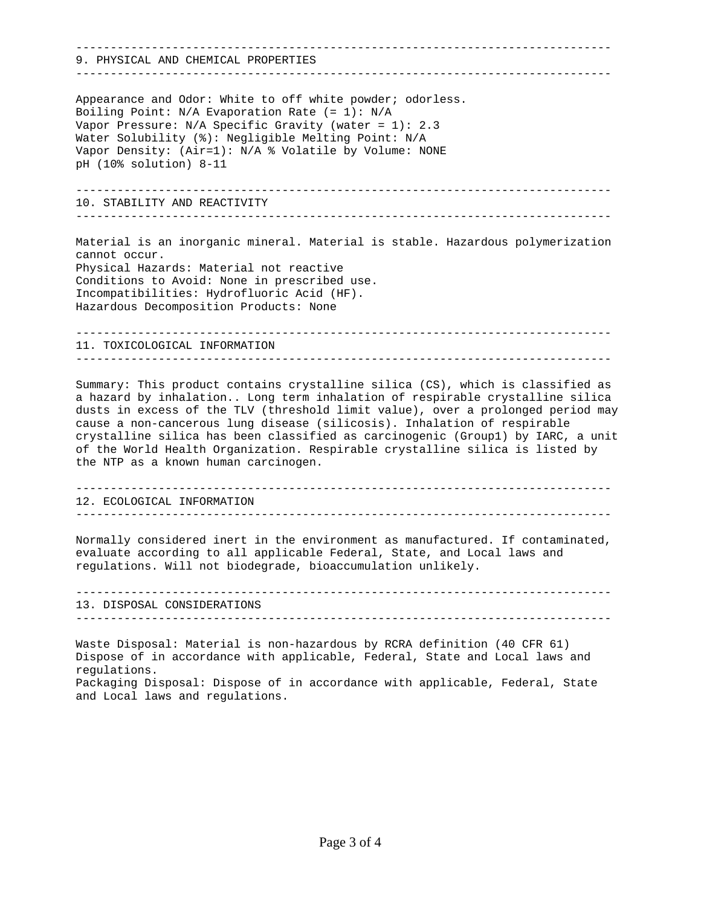## 9. PHYSICAL AND CHEMICAL PROPERTIES

Appearance and Odor: White to off white powder; odorless.
Boiling Point: N/A Evaporation Rate (= 1): N/A
Vapor Pressure: N/A Specific Gravity (water = 1): 2.3
Water Solubility (%): Negligible Melting Point: N/A
Vapor Density: (Air=1): N/A % Volatile by Volume: NONE
pH (10% solution) 8-11

## 10. STABILITY AND REACTIVITY

Material is an inorganic mineral. Material is stable. Hazardous polymerization cannot occur.
Physical Hazards: Material not reactive
Conditions to Avoid: None in prescribed use.
Incompatibilities: Hydrofluoric Acid (HF).
Hazardous Decomposition Products: None

## 11. TOXICOLOGICAL INFORMATION

Summary: This product contains crystalline silica (CS), which is classified as a hazard by inhalation.. Long term inhalation of respirable crystalline silica dusts in excess of the TLV (threshold limit value), over a prolonged period may cause a non-cancerous lung disease (silicosis). Inhalation of respirable crystalline silica has been classified as carcinogenic (Group1) by IARC, a unit of the World Health Organization. Respirable crystalline silica is listed by the NTP as a known human carcinogen.

## 12. ECOLOGICAL INFORMATION

Normally considered inert in the environment as manufactured. If contaminated, evaluate according to all applicable Federal, State, and Local laws and regulations. Will not biodegrade, bioaccumulation unlikely.

## 13. DISPOSAL CONSIDERATIONS

Waste Disposal: Material is non-hazardous by RCRA definition (40 CFR 61) Dispose of in accordance with applicable, Federal, State and Local laws and regulations.
Packaging Disposal: Dispose of in accordance with applicable, Federal, State and Local laws and regulations.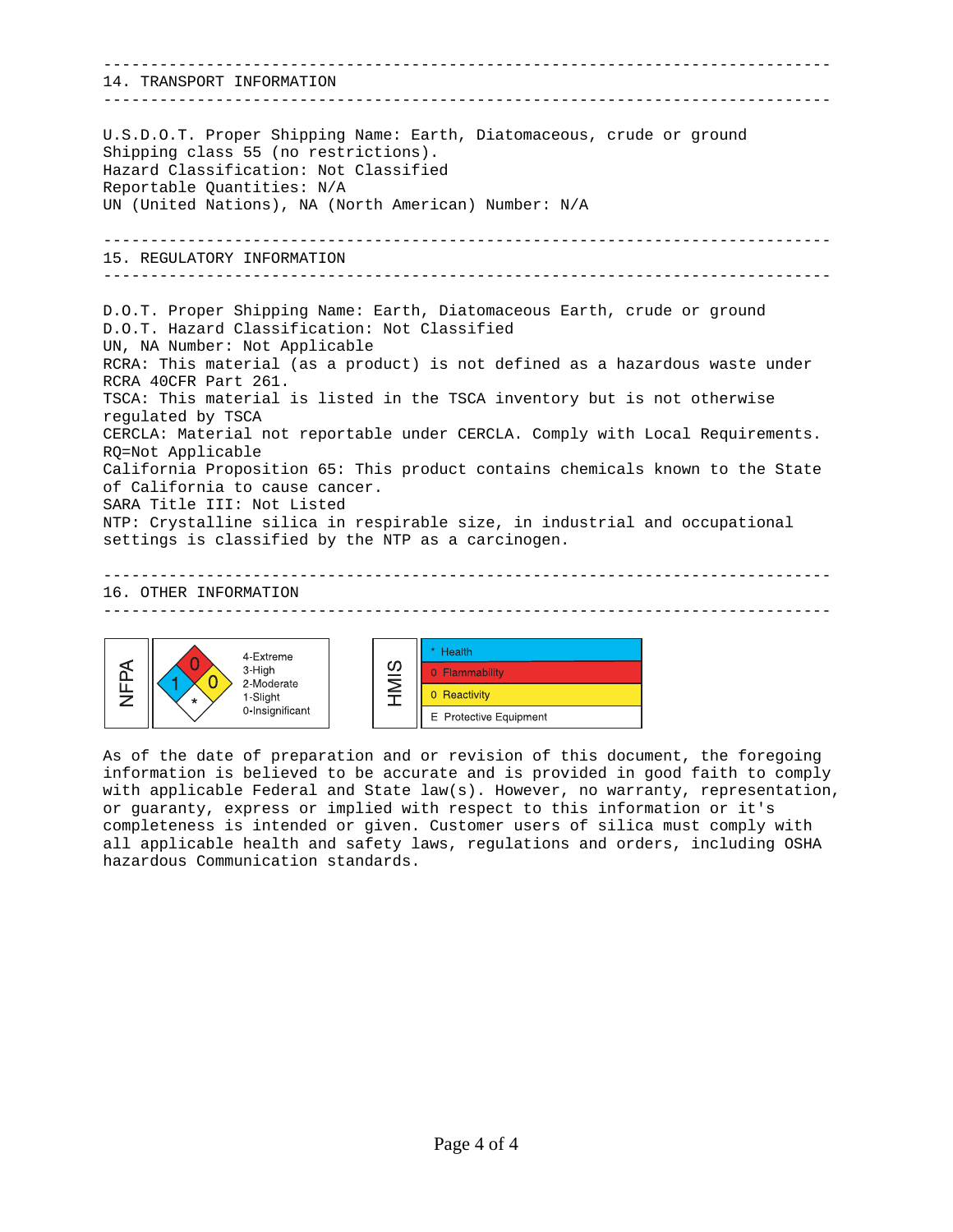## 14. TRANSPORT INFORMATION

U.S.D.O.T. Proper Shipping Name: Earth, Diatomaceous, crude or ground
Shipping class 55 (no restrictions).
Hazard Classification: Not Classified
Reportable Quantities: N/A
UN (United Nations), NA (North American) Number: N/A

## 15. REGULATORY INFORMATION

D.O.T. Proper Shipping Name: Earth, Diatomaceous Earth, crude or ground
D.O.T. Hazard Classification: Not Classified
UN, NA Number: Not Applicable
RCRA: This material (as a product) is not defined as a hazardous waste under RCRA 40CFR Part 261.
TSCA: This material is listed in the TSCA inventory but is not otherwise regulated by TSCA
CERCLA: Material not reportable under CERCLA. Comply with Local Requirements.
RQ=Not Applicable
California Proposition 65: This product contains chemicals known to the State of California to cause cancer.
SARA Title III: Not Listed
NTP: Crystalline silica in respirable size, in industrial and occupational settings is classified by the NTP as a carcinogen.

## 16. OTHER INFORMATION

NFPA

0
1 0
*

4-Extreme
3-High
2-Moderate
1-Slight
0-Insignificant

HMIS

| | |
|---|---|
| * | Health |
| 0 | Flammability |
| 0 | Reactivity |
| E | Protective Equipment |

As of the date of preparation and or revision of this document, the foregoing information is believed to be accurate and is provided in good faith to comply with applicable Federal and State law(s). However, no warranty, representation, or guaranty, express or implied with respect to this information or it's completeness is intended or given. Customer users of silica must comply with all applicable health and safety laws, regulations and orders, including OSHA hazardous Communication standards.